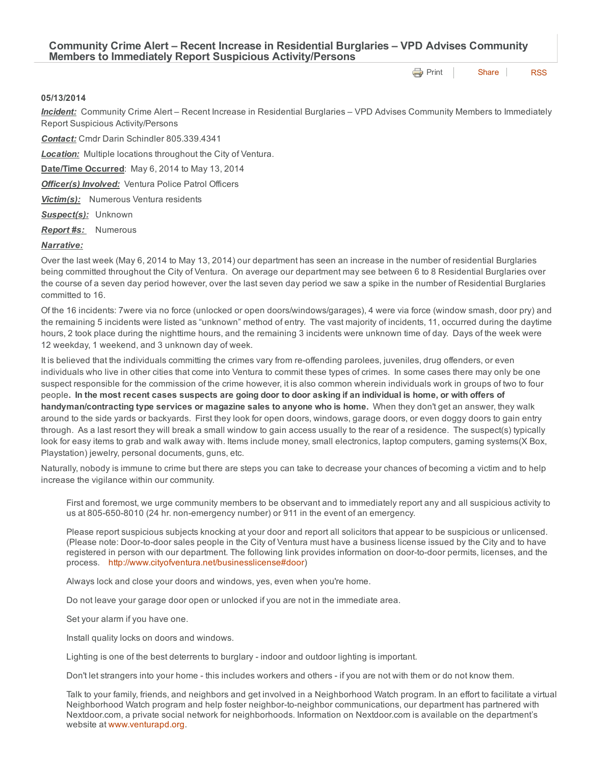# Community Crime Alert – Recent Increase in Residential Burglaries – VPD Advises Community Members to Immediately Report Suspicious Activity/Persons

Print | Share | RSS

**05/13/2014**

***Incident:*** Community Crime Alert – Recent Increase in Residential Burglaries – VPD Advises Community Members to Immediately Report Suspicious Activity/Persons

***Contact:*** Cmdr Darin Schindler 805.339.4341

***Location:*** Multiple locations throughout the City of Ventura.

**Date/Time Occurred**: May 6, 2014 to May 13, 2014

***Officer(s) Involved:*** Ventura Police Patrol Officers

***Victim(s):*** Numerous Ventura residents

***Suspect(s):*** Unknown

***Report #s:*** Numerous

***Narrative:***

Over the last week (May 6, 2014 to May 13, 2014) our department has seen an increase in the number of residential Burglaries being committed throughout the City of Ventura. On average our department may see between 6 to 8 Residential Burglaries over the course of a seven day period however, over the last seven day period we saw a spike in the number of Residential Burglaries committed to 16.

Of the 16 incidents: 7were via no force (unlocked or open doors/windows/garages), 4 were via force (window smash, door pry) and the remaining 5 incidents were listed as "unknown" method of entry. The vast majority of incidents, 11, occurred during the daytime hours, 2 took place during the nighttime hours, and the remaining 3 incidents were unknown time of day. Days of the week were 12 weekday, 1 weekend, and 3 unknown day of week.

It is believed that the individuals committing the crimes vary from re-offending parolees, juveniles, drug offenders, or even individuals who live in other cities that come into Ventura to commit these types of crimes. In some cases there may only be one suspect responsible for the commission of the crime however, it is also common wherein individuals work in groups of two to four people. **In the most recent cases suspects are going door to door asking if an individual is home, or with offers of handyman/contracting type services or magazine sales to anyone who is home.** When they don't get an answer, they walk around to the side yards or backyards. First they look for open doors, windows, garage doors, or even doggy doors to gain entry through. As a last resort they will break a small window to gain access usually to the rear of a residence. The suspect(s) typically look for easy items to grab and walk away with. Items include money, small electronics, laptop computers, gaming systems(X Box, Playstation) jewelry, personal documents, guns, etc.

Naturally, nobody is immune to crime but there are steps you can take to decrease your chances of becoming a victim and to help increase the vigilance within our community.

> First and foremost, we urge community members to be observant and to immediately report any and all suspicious activity to us at 805-650-8010 (24 hr. non-emergency number) or 911 in the event of an emergency.
>
> Please report suspicious subjects knocking at your door and report all solicitors that appear to be suspicious or unlicensed. (Please note: Door-to-door sales people in the City of Ventura must have a business license issued by the City and to have registered in person with our department. The following link provides information on door-to-door permits, licenses, and the process. http://www.cityofventura.net/businesslicense#door)
>
> Always lock and close your doors and windows, yes, even when you're home.
>
> Do not leave your garage door open or unlocked if you are not in the immediate area.
>
> Set your alarm if you have one.
>
> Install quality locks on doors and windows.
>
> Lighting is one of the best deterrents to burglary - indoor and outdoor lighting is important.
>
> Don't let strangers into your home - this includes workers and others - if you are not with them or do not know them.
>
> Talk to your family, friends, and neighbors and get involved in a Neighborhood Watch program. In an effort to facilitate a virtual Neighborhood Watch program and help foster neighbor-to-neighbor communications, our department has partnered with Nextdoor.com, a private social network for neighborhoods. Information on Nextdoor.com is available on the department's website at www.venturapd.org.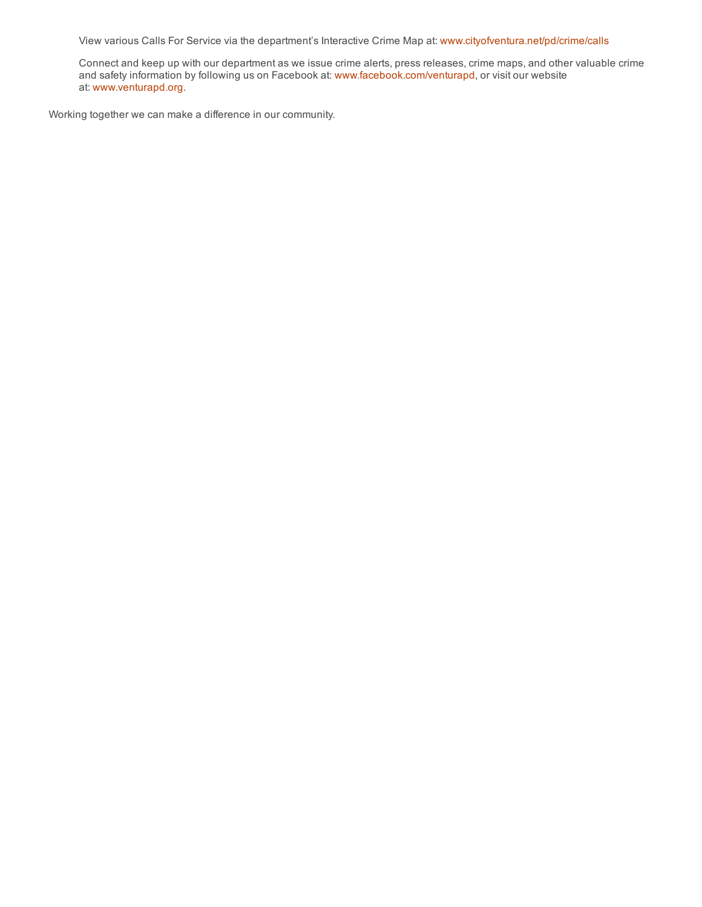View various Calls For Service via the department's Interactive Crime Map at: www.cityofventura.net/pd/crime/calls

Connect and keep up with our department as we issue crime alerts, press releases, crime maps, and other valuable crime and safety information by following us on Facebook at: www.facebook.com/venturapd, or visit our website at: www.venturapd.org.

Working together we can make a difference in our community.